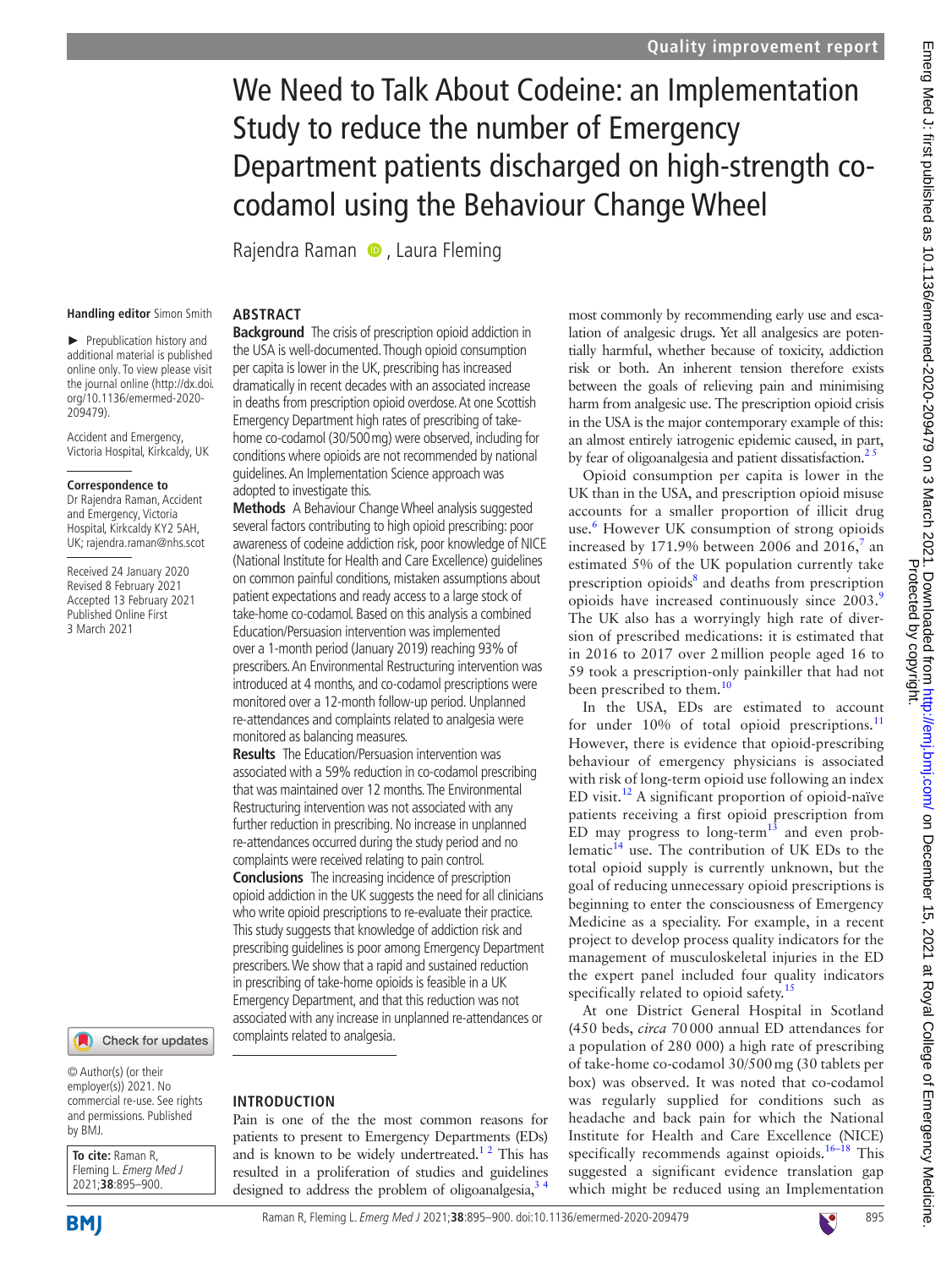# We Need to Talk About Codeine: an Implementation Study to reduce the number of Emergency Department patients discharged on high-strength co-codamol using the Behaviour Change Wheel

Rajendra Raman, Laura Fleming

**Handling editor** Simon Smith

► Prepublication history and additional material is published online only. To view please visit the journal online (http://dx.doi.org/10.1136/emermed-2020-209479).

Accident and Emergency, Victoria Hospital, Kirkcaldy, UK

**Correspondence to**
Dr Rajendra Raman, Accident and Emergency, Victoria Hospital, Kirkcaldy KY2 5AH, UK; rajendra.raman@nhs.scot

Received 24 January 2020
Revised 8 February 2021
Accepted 13 February 2021
Published Online First 3 March 2021

## ABSTRACT

**Background** The crisis of prescription opioid addiction in the USA is well-documented. Though opioid consumption per capita is lower in the UK, prescribing has increased dramatically in recent decades with an associated increase in deaths from prescription opioid overdose. At one Scottish Emergency Department high rates of prescribing of take-home co-codamol (30/500 mg) were observed, including for conditions where opioids are not recommended by national guidelines. An Implementation Science approach was adopted to investigate this.

**Methods** A Behaviour Change Wheel analysis suggested several factors contributing to high opioid prescribing: poor awareness of codeine addiction risk, poor knowledge of NICE (National Institute for Health and Care Excellence) guidelines on common painful conditions, mistaken assumptions about patient expectations and ready access to a large stock of take-home co-codamol. Based on this analysis a combined Education/Persuasion intervention was implemented over a 1-month period (January 2019) reaching 93% of prescribers. An Environmental Restructuring intervention was introduced at 4 months, and co-codamol prescriptions were monitored over a 12-month follow-up period. Unplanned re-attendances and complaints related to analgesia were monitored as balancing measures.

**Results** The Education/Persuasion intervention was associated with a 59% reduction in co-codamol prescribing that was maintained over 12 months. The Environmental Restructuring intervention was not associated with any further reduction in prescribing. No increase in unplanned re-attendances occurred during the study period and no complaints were received relating to pain control.

**Conclusions** The increasing incidence of prescription opioid addiction in the UK suggests the need for all clinicians who write opioid prescriptions to re-evaluate their practice. This study suggests that knowledge of addiction risk and prescribing guidelines is poor among Emergency Department prescribers. We show that a rapid and sustained reduction in prescribing of take-home opioids is feasible in a UK Emergency Department, and that this reduction was not associated with any increase in unplanned re-attendances or complaints related to analgesia.

© Author(s) (or their employer(s)) 2021. No commercial re-use. See rights and permissions. Published by BMJ.

**To cite:** Raman R, Fleming L. *Emerg Med J* 2021;**38**:895–900.

## INTRODUCTION

Pain is one of the the most common reasons for patients to present to Emergency Departments (EDs) and is known to be widely undertreated.[1,2] This has resulted in a proliferation of studies and guidelines designed to address the problem of oligoanalgesia,[3,4] most commonly by recommending early use and escalation of analgesic drugs. Yet all analgesics are potentially harmful, whether because of toxicity, addiction risk or both. An inherent tension therefore exists between the goals of relieving pain and minimising harm from analgesic use. The prescription opioid crisis in the USA is the major contemporary example of this: an almost entirely iatrogenic epidemic caused, in part, by fear of oligoanalgesia and patient dissatisfaction.[2,5]

Opioid consumption per capita is lower in the UK than in the USA, and prescription opioid misuse accounts for a smaller proportion of illicit drug use.[6] However UK consumption of strong opioids increased by 171.9% between 2006 and 2016,[7] an estimated 5% of the UK population currently take prescription opioids[8] and deaths from prescription opioids have increased continuously since 2003.[9] The UK also has a worryingly high rate of diversion of prescribed medications: it is estimated that in 2016 to 2017 over 2 million people aged 16 to 59 took a prescription-only painkiller that had not been prescribed to them.[10]

In the USA, EDs are estimated to account for under 10% of total opioid prescriptions.[11] However, there is evidence that opioid-prescribing behaviour of emergency physicians is associated with risk of long-term opioid use following an index ED visit.[12] A significant proportion of opioid-naïve patients receiving a first opioid prescription from ED may progress to long-term[13] and even problematic[14] use. The contribution of UK EDs to the total opioid supply is currently unknown, but the goal of reducing unnecessary opioid prescriptions is beginning to enter the consciousness of Emergency Medicine as a speciality. For example, in a recent project to develop process quality indicators for the management of musculoskeletal injuries in the ED the expert panel included four quality indicators specifically related to opioid safety.[15]

At one District General Hospital in Scotland (450 beds, *circa* 70 000 annual ED attendances for a population of 280 000) a high rate of prescribing of take-home co-codamol 30/500 mg (30 tablets per box) was observed. It was noted that co-codamol was regularly supplied for conditions such as headache and back pain for which the National Institute for Health and Care Excellence (NICE) specifically recommends against opioids.[16–18] This suggested a significant evidence translation gap which might be reduced using an Implementation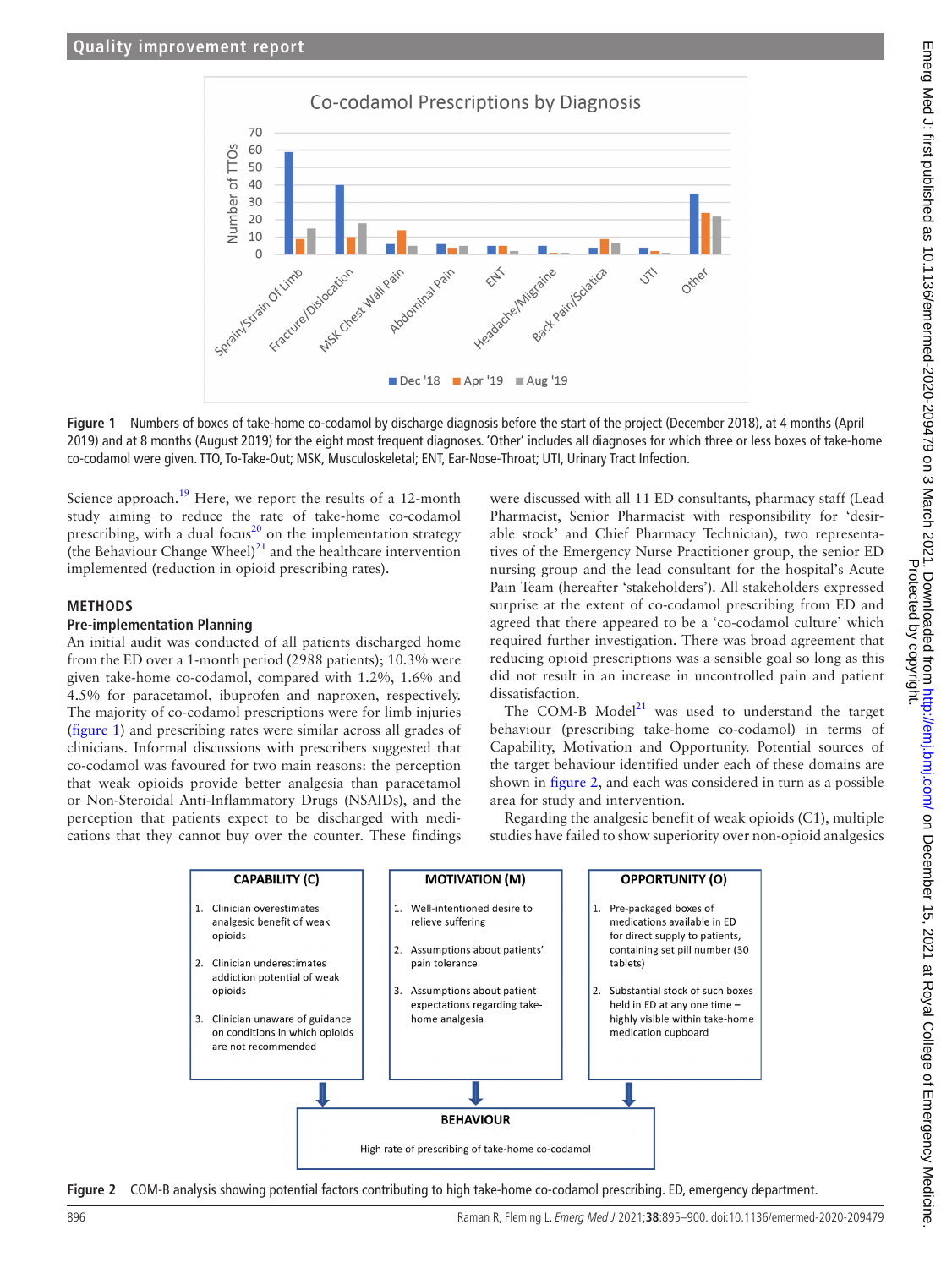Figure 1 Numbers of boxes of take-home co-codamol by discharge diagnosis before the start of the project (December 2018), at 4 months (April 2019) and at 8 months (August 2019) for the eight most frequent diagnoses. 'Other' includes all diagnoses for which three or less boxes of take-home co-codamol were given. TTO, To-Take-Out; MSK, Musculoskeletal; ENT, Ear-Nose-Throat; UTI, Urinary Tract Infection.

Science approach.[19] Here, we report the results of a 12-month study aiming to reduce the rate of take-home co-codamol prescribing, with a dual focus[20] on the implementation strategy (the Behaviour Change Wheel)[21] and the healthcare intervention implemented (reduction in opioid prescribing rates).

## METHODS

### Pre-implementation Planning

An initial audit was conducted of all patients discharged home from the ED over a 1-month period (2988 patients); 10.3% were given take-home co-codamol, compared with 1.2%, 1.6% and 4.5% for paracetamol, ibuprofen and naproxen, respectively. The majority of co-codamol prescriptions were for limb injuries (figure 1) and prescribing rates were similar across all grades of clinicians. Informal discussions with prescribers suggested that co-codamol was favoured for two main reasons: the perception that weak opioids provide better analgesia than paracetamol or Non-Steroidal Anti-Inflammatory Drugs (NSAIDs), and the perception that patients expect to be discharged with medications that they cannot buy over the counter. These findings were discussed with all 11 ED consultants, pharmacy staff (Lead Pharmacist, Senior Pharmacist with responsibility for 'desirable stock' and Chief Pharmacy Technician), two representatives of the Emergency Nurse Practitioner group, the senior ED nursing group and the lead consultant for the hospital's Acute Pain Team (hereafter 'stakeholders'). All stakeholders expressed surprise at the extent of co-codamol prescribing from ED and agreed that there appeared to be a 'co-codamol culture' which required further investigation. There was broad agreement that reducing opioid prescriptions was a sensible goal so long as this did not result in an increase in uncontrolled pain and patient dissatisfaction.

The COM-B Model[21] was used to understand the target behaviour (prescribing take-home co-codamol) in terms of Capability, Motivation and Opportunity. Potential sources of the target behaviour identified under each of these domains are shown in figure 2, and each was considered in turn as a possible area for study and intervention.

Regarding the analgesic benefit of weak opioids (C1), multiple studies have failed to show superiority over non-opioid analgesics

| CAPABILITY (C) | MOTIVATION (M) | OPPORTUNITY (O) |
|---|---|---|
| 1. Clinician overestimates analgesic benefit of weak opioids | 1. Well-intentioned desire to relieve suffering | 1. Pre-packaged boxes of medications available in ED for direct supply to patients, containing set pill number (30 tablets) |
| 2. Clinician underestimates addiction potential of weak opioids | 2. Assumptions about patients' pain tolerance | 2. Substantial stock of such boxes held in ED at any one time – highly visible within take-home medication cupboard |
| 3. Clinician unaware of guidance on conditions in which opioids are not recommended | 3. Assumptions about patient expectations regarding take-home analgesia | |

**BEHAVIOUR**

High rate of prescribing of take-home co-codamol

Figure 2 COM-B analysis showing potential factors contributing to high take-home co-codamol prescribing. ED, emergency department.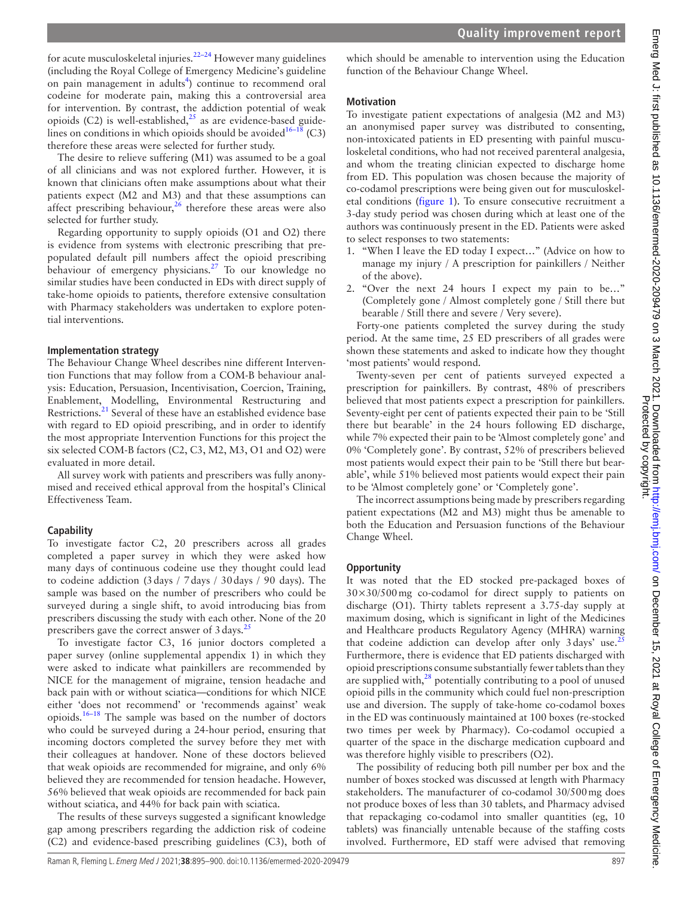for acute musculoskeletal injuries.[22–24] However many guidelines (including the Royal College of Emergency Medicine's guideline on pain management in adults[4]) continue to recommend oral codeine for moderate pain, making this a controversial area for intervention. By contrast, the addiction potential of weak opioids (C2) is well-established,[25] as are evidence-based guidelines on conditions in which opioids should be avoided[16–18] (C3) therefore these areas were selected for further study.

The desire to relieve suffering (M1) was assumed to be a goal of all clinicians and was not explored further. However, it is known that clinicians often make assumptions about what their patients expect (M2 and M3) and that these assumptions can affect prescribing behaviour,[26] therefore these areas were also selected for further study.

Regarding opportunity to supply opioids (O1 and O2) there is evidence from systems with electronic prescribing that pre-populated default pill numbers affect the opioid prescribing behaviour of emergency physicians.[27] To our knowledge no similar studies have been conducted in EDs with direct supply of take-home opioids to patients, therefore extensive consultation with Pharmacy stakeholders was undertaken to explore potential interventions.

### Implementation strategy

The Behaviour Change Wheel describes nine different Intervention Functions that may follow from a COM-B behaviour analysis: Education, Persuasion, Incentivisation, Coercion, Training, Enablement, Modelling, Environmental Restructuring and Restrictions.[21] Several of these have an established evidence base with regard to ED opioid prescribing, and in order to identify the most appropriate Intervention Functions for this project the six selected COM-B factors (C2, C3, M2, M3, O1 and O2) were evaluated in more detail.

All survey work with patients and prescribers was fully anonymised and received ethical approval from the hospital's Clinical Effectiveness Team.

### Capability

To investigate factor C2, 20 prescribers across all grades completed a paper survey in which they were asked how many days of continuous codeine use they thought could lead to codeine addiction (3 days / 7 days / 30 days / 90 days). The sample was based on the number of prescribers who could be surveyed during a single shift, to avoid introducing bias from prescribers discussing the study with each other. None of the 20 prescribers gave the correct answer of 3 days.[25]

To investigate factor C3, 16 junior doctors completed a paper survey (online supplemental appendix 1) in which they were asked to indicate what painkillers are recommended by NICE for the management of migraine, tension headache and back pain with or without sciatica—conditions for which NICE either 'does not recommend' or 'recommends against' weak opioids.[16–18] The sample was based on the number of doctors who could be surveyed during a 24-hour period, ensuring that incoming doctors completed the survey before they met with their colleagues at handover. None of these doctors believed that weak opioids are recommended for migraine, and only 6% believed they are recommended for tension headache. However, 56% believed that weak opioids are recommended for back pain without sciatica, and 44% for back pain with sciatica.

The results of these surveys suggested a significant knowledge gap among prescribers regarding the addiction risk of codeine (C2) and evidence-based prescribing guidelines (C3), both of which should be amenable to intervention using the Education function of the Behaviour Change Wheel.

### Motivation

To investigate patient expectations of analgesia (M2 and M3) an anonymised paper survey was distributed to consenting, non-intoxicated patients in ED presenting with painful musculoskeletal conditions, who had not received parenteral analgesia, and whom the treating clinician expected to discharge home from ED. This population was chosen because the majority of co-codamol prescriptions were being given out for musculoskeletal conditions (figure 1). To ensure consecutive recruitment a 3-day study period was chosen during which at least one of the authors was continuously present in the ED. Patients were asked to select responses to two statements:

1. "When I leave the ED today I expect…" (Advice on how to manage my injury / A prescription for painkillers / Neither of the above).
2. "Over the next 24 hours I expect my pain to be…" (Completely gone / Almost completely gone / Still there but bearable / Still there and severe / Very severe).

Forty-one patients completed the survey during the study period. At the same time, 25 ED prescribers of all grades were shown these statements and asked to indicate how they thought 'most patients' would respond.

Twenty-seven per cent of patients surveyed expected a prescription for painkillers. By contrast, 48% of prescribers believed that most patients expect a prescription for painkillers. Seventy-eight per cent of patients expected their pain to be 'Still there but bearable' in the 24 hours following ED discharge, while 7% expected their pain to be 'Almost completely gone' and 0% 'Completely gone'. By contrast, 52% of prescribers believed most patients would expect their pain to be 'Still there but bearable', while 51% believed most patients would expect their pain to be 'Almost completely gone' or 'Completely gone'.

The incorrect assumptions being made by prescribers regarding patient expectations (M2 and M3) might thus be amenable to both the Education and Persuasion functions of the Behaviour Change Wheel.

### Opportunity

It was noted that the ED stocked pre-packaged boxes of 30×30/500 mg co-codamol for direct supply to patients on discharge (O1). Thirty tablets represent a 3.75-day supply at maximum dosing, which is significant in light of the Medicines and Healthcare products Regulatory Agency (MHRA) warning that codeine addiction can develop after only 3 days' use.[25] Furthermore, there is evidence that ED patients discharged with opioid prescriptions consume substantially fewer tablets than they are supplied with,[28] potentially contributing to a pool of unused opioid pills in the community which could fuel non-prescription use and diversion. The supply of take-home co-codamol boxes in the ED was continuously maintained at 100 boxes (re-stocked two times per week by Pharmacy). Co-codamol occupied a quarter of the space in the discharge medication cupboard and was therefore highly visible to prescribers (O2).

The possibility of reducing both pill number per box and the number of boxes stocked was discussed at length with Pharmacy stakeholders. The manufacturer of co-codamol 30/500 mg does not produce boxes of less than 30 tablets, and Pharmacy advised that repackaging co-codamol into smaller quantities (eg, 10 tablets) was financially untenable because of the staffing costs involved. Furthermore, ED staff were advised that removing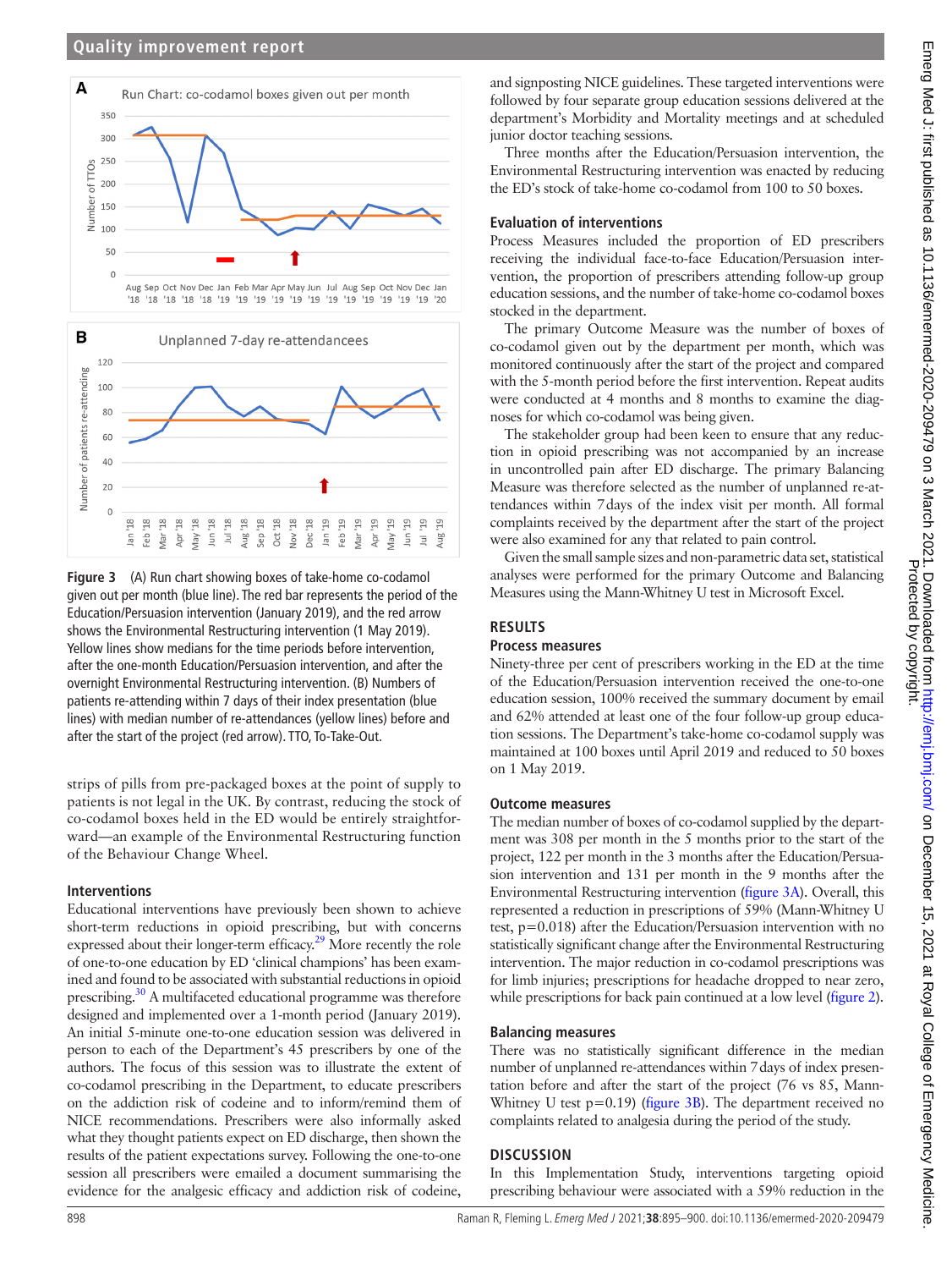Figure 3 (A) Run chart showing boxes of take-home co-codamol given out per month (blue line). The red bar represents the period of the Education/Persuasion intervention (January 2019), and the red arrow shows the Environmental Restructuring intervention (1 May 2019). Yellow lines show medians for the time periods before intervention, after the one-month Education/Persuasion intervention, and after the overnight Environmental Restructuring intervention. (B) Numbers of patients re-attending within 7 days of their index presentation (blue lines) with median number of re-attendances (yellow lines) before and after the start of the project (red arrow). TTO, To-Take-Out.

strips of pills from pre-packaged boxes at the point of supply to patients is not legal in the UK. By contrast, reducing the stock of co-codamol boxes held in the ED would be entirely straightforward—an example of the Environmental Restructuring function of the Behaviour Change Wheel.

### Interventions

Educational interventions have previously been shown to achieve short-term reductions in opioid prescribing, but with concerns expressed about their longer-term efficacy.[29] More recently the role of one-to-one education by ED 'clinical champions' has been examined and found to be associated with substantial reductions in opioid prescribing.[30] A multifaceted educational programme was therefore designed and implemented over a 1-month period (January 2019). An initial 5-minute one-to-one education session was delivered in person to each of the Department's 45 prescribers by one of the authors. The focus of this session was to illustrate the extent of co-codamol prescribing in the Department, to educate prescribers on the addiction risk of codeine and to inform/remind them of NICE recommendations. Prescribers were also informally asked what they thought patients expect on ED discharge, then shown the results of the patient expectations survey. Following the one-to-one session all prescribers were emailed a document summarising the evidence for the analgesic efficacy and addiction risk of codeine, and signposting NICE guidelines. These targeted interventions were followed by four separate group education sessions delivered at the department's Morbidity and Mortality meetings and at scheduled junior doctor teaching sessions.

Three months after the Education/Persuasion intervention, the Environmental Restructuring intervention was enacted by reducing the ED's stock of take-home co-codamol from 100 to 50 boxes.

### Evaluation of interventions

Process Measures included the proportion of ED prescribers receiving the individual face-to-face Education/Persuasion intervention, the proportion of prescribers attending follow-up group education sessions, and the number of take-home co-codamol boxes stocked in the department.

The primary Outcome Measure was the number of boxes of co-codamol given out by the department per month, which was monitored continuously after the start of the project and compared with the 5-month period before the first intervention. Repeat audits were conducted at 4 months and 8 months to examine the diagnoses for which co-codamol was being given.

The stakeholder group had been keen to ensure that any reduction in opioid prescribing was not accompanied by an increase in uncontrolled pain after ED discharge. The primary Balancing Measure was therefore selected as the number of unplanned re-attendances within 7 days of the index visit per month. All formal complaints received by the department after the start of the project were also examined for any that related to pain control.

Given the small sample sizes and non-parametric data set, statistical analyses were performed for the primary Outcome and Balancing Measures using the Mann-Whitney U test in Microsoft Excel.

## RESULTS

### Process measures

Ninety-three per cent of prescribers working in the ED at the time of the Education/Persuasion intervention received the one-to-one education session, 100% received the summary document by email and 62% attended at least one of the four follow-up group education sessions. The Department's take-home co-codamol supply was maintained at 100 boxes until April 2019 and reduced to 50 boxes on 1 May 2019.

### Outcome measures

The median number of boxes of co-codamol supplied by the department was 308 per month in the 5 months prior to the start of the project, 122 per month in the 3 months after the Education/Persuasion intervention and 131 per month in the 9 months after the Environmental Restructuring intervention (figure 3A). Overall, this represented a reduction in prescriptions of 59% (Mann-Whitney U test, p=0.018) after the Education/Persuasion intervention with no statistically significant change after the Environmental Restructuring intervention. The major reduction in co-codamol prescriptions was for limb injuries; prescriptions for headache dropped to near zero, while prescriptions for back pain continued at a low level (figure 2).

### Balancing measures

There was no statistically significant difference in the median number of unplanned re-attendances within 7 days of index presentation before and after the start of the project (76 vs 85, Mann-Whitney U test p=0.19) (figure 3B). The department received no complaints related to analgesia during the period of the study.

## DISCUSSION

In this Implementation Study, interventions targeting opioid prescribing behaviour were associated with a 59% reduction in the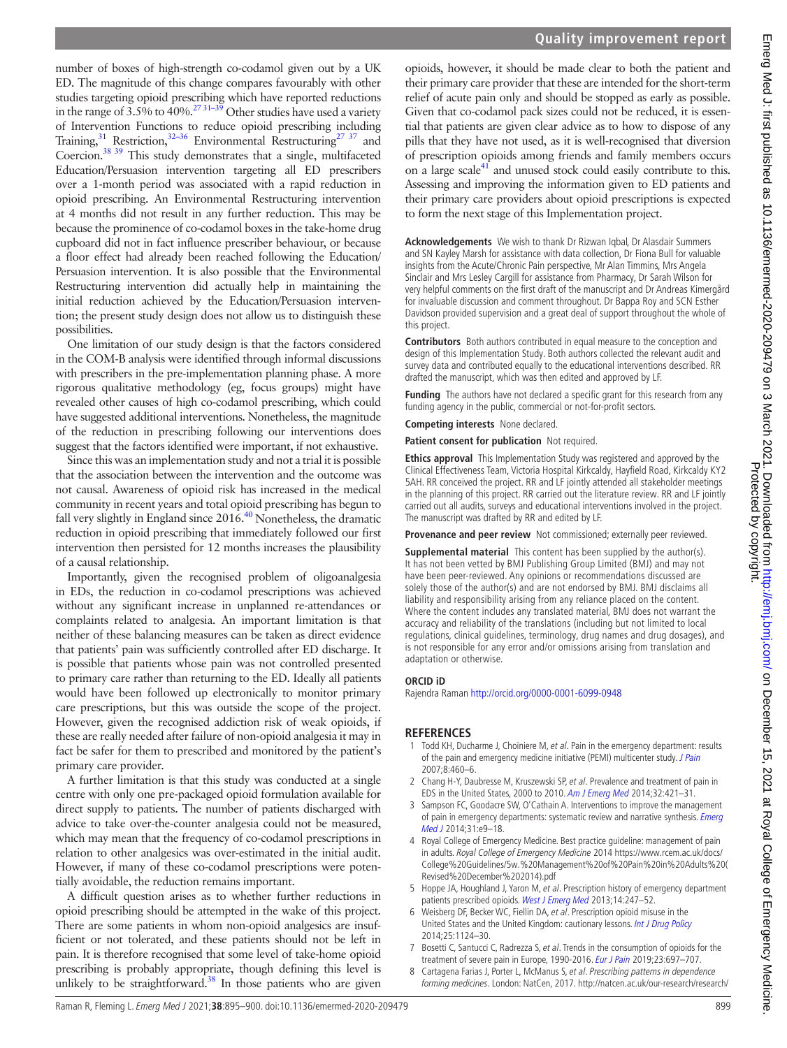number of boxes of high-strength co-codamol given out by a UK ED. The magnitude of this change compares favourably with other studies targeting opioid prescribing which have reported reductions in the range of 3.5% to 40%.[27 31–39] Other studies have used a variety of Intervention Functions to reduce opioid prescribing including Training,[31] Restriction,[32–36] Environmental Restructuring[27 37] and Coercion.[38 39] This study demonstrates that a single, multifaceted Education/Persuasion intervention targeting all ED prescribers over a 1-month period was associated with a rapid reduction in opioid prescribing. An Environmental Restructuring intervention at 4 months did not result in any further reduction. This may be because the prominence of co-codamol boxes in the take-home drug cupboard did not in fact influence prescriber behaviour, or because a floor effect had already been reached following the Education/Persuasion intervention. It is also possible that the Environmental Restructuring intervention did actually help in maintaining the initial reduction achieved by the Education/Persuasion intervention; the present study design does not allow us to distinguish these possibilities.

One limitation of our study design is that the factors considered in the COM-B analysis were identified through informal discussions with prescribers in the pre-implementation planning phase. A more rigorous qualitative methodology (eg, focus groups) might have revealed other causes of high co-codamol prescribing, which could have suggested additional interventions. Nonetheless, the magnitude of the reduction in prescribing following our interventions does suggest that the factors identified were important, if not exhaustive.

Since this was an implementation study and not a trial it is possible that the association between the intervention and the outcome was not causal. Awareness of opioid risk has increased in the medical community in recent years and total opioid prescribing has begun to fall very slightly in England since 2016.[40] Nonetheless, the dramatic reduction in opioid prescribing that immediately followed our first intervention then persisted for 12 months increases the plausibility of a causal relationship.

Importantly, given the recognised problem of oligoanalgesia in EDs, the reduction in co-codamol prescriptions was achieved without any significant increase in unplanned re-attendances or complaints related to analgesia. An important limitation is that neither of these balancing measures can be taken as direct evidence that patients' pain was sufficiently controlled after ED discharge. It is possible that patients whose pain was not controlled presented to primary care rather than returning to the ED. Ideally all patients would have been followed up electronically to monitor primary care prescriptions, but this was outside the scope of the project. However, given the recognised addiction risk of weak opioids, if these are really needed after failure of non-opioid analgesia it may in fact be safer for them to prescribed and monitored by the patient's primary care provider.

A further limitation is that this study was conducted at a single centre with only one pre-packaged opioid formulation available for direct supply to patients. The number of patients discharged with advice to take over-the-counter analgesia could not be measured, which may mean that the frequency of co-codamol prescriptions in relation to other analgesics was over-estimated in the initial audit. However, if many of these co-codamol prescriptions were potentially avoidable, the reduction remains important.

A difficult question arises as to whether further reductions in opioid prescribing should be attempted in the wake of this project. There are some patients in whom non-opioid analgesics are insufficient or not tolerated, and these patients should not be left in pain. It is therefore recognised that some level of take-home opioid prescribing is probably appropriate, though defining this level is unlikely to be straightforward.[38] In those patients who are given opioids, however, it should be made clear to both the patient and their primary care provider that these are intended for the short-term relief of acute pain only and should be stopped as early as possible. Given that co-codamol pack sizes could not be reduced, it is essential that patients are given clear advice as to how to dispose of any pills that they have not used, as it is well-recognised that diversion of prescription opioids among friends and family members occurs on a large scale[41] and unused stock could easily contribute to this. Assessing and improving the information given to ED patients and their primary care providers about opioid prescriptions is expected to form the next stage of this Implementation project.

**Acknowledgements** We wish to thank Dr Rizwan Iqbal, Dr Alasdair Summers and SN Kayley Marsh for assistance with data collection, Dr Fiona Bull for valuable insights from the Acute/Chronic Pain perspective, Mr Alan Timmins, Mrs Angela Sinclair and Mrs Lesley Cargill for assistance from Pharmacy, Dr Sarah Wilson for very helpful comments on the first draft of the manuscript and Dr Andreas Kimergård for invaluable discussion and comment throughout. Dr Bappa Roy and SCN Esther Davidson provided supervision and a great deal of support throughout the whole of this project.

**Contributors** Both authors contributed in equal measure to the conception and design of this Implementation Study. Both authors collected the relevant audit and survey data and contributed equally to the educational interventions described. RR drafted the manuscript, which was then edited and approved by LF.

**Funding** The authors have not declared a specific grant for this research from any funding agency in the public, commercial or not-for-profit sectors.

**Competing interests** None declared.

**Patient consent for publication** Not required.

**Ethics approval** This Implementation Study was registered and approved by the Clinical Effectiveness Team, Victoria Hospital Kirkcaldy, Hayfield Road, Kirkcaldy KY2 5AH. RR conceived the project. RR and LF jointly attended all stakeholder meetings in the planning of this project. RR carried out the literature review. RR and LF jointly carried out all audits, surveys and educational interventions involved in the project. The manuscript was drafted by RR and edited by LF.

**Provenance and peer review** Not commissioned; externally peer reviewed.

**Supplemental material** This content has been supplied by the author(s). It has not been vetted by BMJ Publishing Group Limited (BMJ) and may not have been peer-reviewed. Any opinions or recommendations discussed are solely those of the author(s) and are not endorsed by BMJ. BMJ disclaims all liability and responsibility arising from any reliance placed on the content. Where the content includes any translated material, BMJ does not warrant the accuracy and reliability of the translations (including but not limited to local regulations, clinical guidelines, terminology, drug names and drug dosages), and is not responsible for any error and/or omissions arising from translation and adaptation or otherwise.

### ORCID iD

Rajendra Raman http://orcid.org/0000-0001-6099-0948

## REFERENCES

1. Todd KH, Ducharme J, Choiniere M, *et al*. Pain in the emergency department: results of the pain and emergency medicine initiative (PEMI) multicenter study. *J Pain* 2007;8:460–6.
2. Chang H-Y, Daubresse M, Kruszewski SP, *et al*. Prevalence and treatment of pain in EDS in the United States, 2000 to 2010. *Am J Emerg Med* 2014;32:421–31.
3. Sampson FC, Goodacre SW, O'Cathain A. Interventions to improve the management of pain in emergency departments: systematic review and narrative synthesis. *Emerg Med J* 2014;31:e9–18.
4. Royal College of Emergency Medicine. Best practice guideline: management of pain in adults. *Royal College of Emergency Medicine* 2014 https://www.rcem.ac.uk/docs/College%20Guidelines/5w.%20Management%20of%20Pain%20in%20Adults%20(Revised%20December%202014).pdf
5. Hoppe JA, Houghland J, Yaron M, *et al*. Prescription history of emergency department patients prescribed opioids. *West J Emerg Med* 2013;14:247–52.
6. Weisberg DF, Becker WC, Fiellin DA, *et al*. Prescription opioid misuse in the United States and the United Kingdom: cautionary lessons. *Int J Drug Policy* 2014;25:1124–30.
7. Bosetti C, Santucci C, Radrezza S, *et al*. Trends in the consumption of opioids for the treatment of severe pain in Europe, 1990-2016. *Eur J Pain* 2019;23:697–707.
8. Cartagena Farias J, Porter L, McManus S, *et al*. *Prescribing patterns in dependence forming medicines*. London: NatCen, 2017. http://natcen.ac.uk/our-research/research/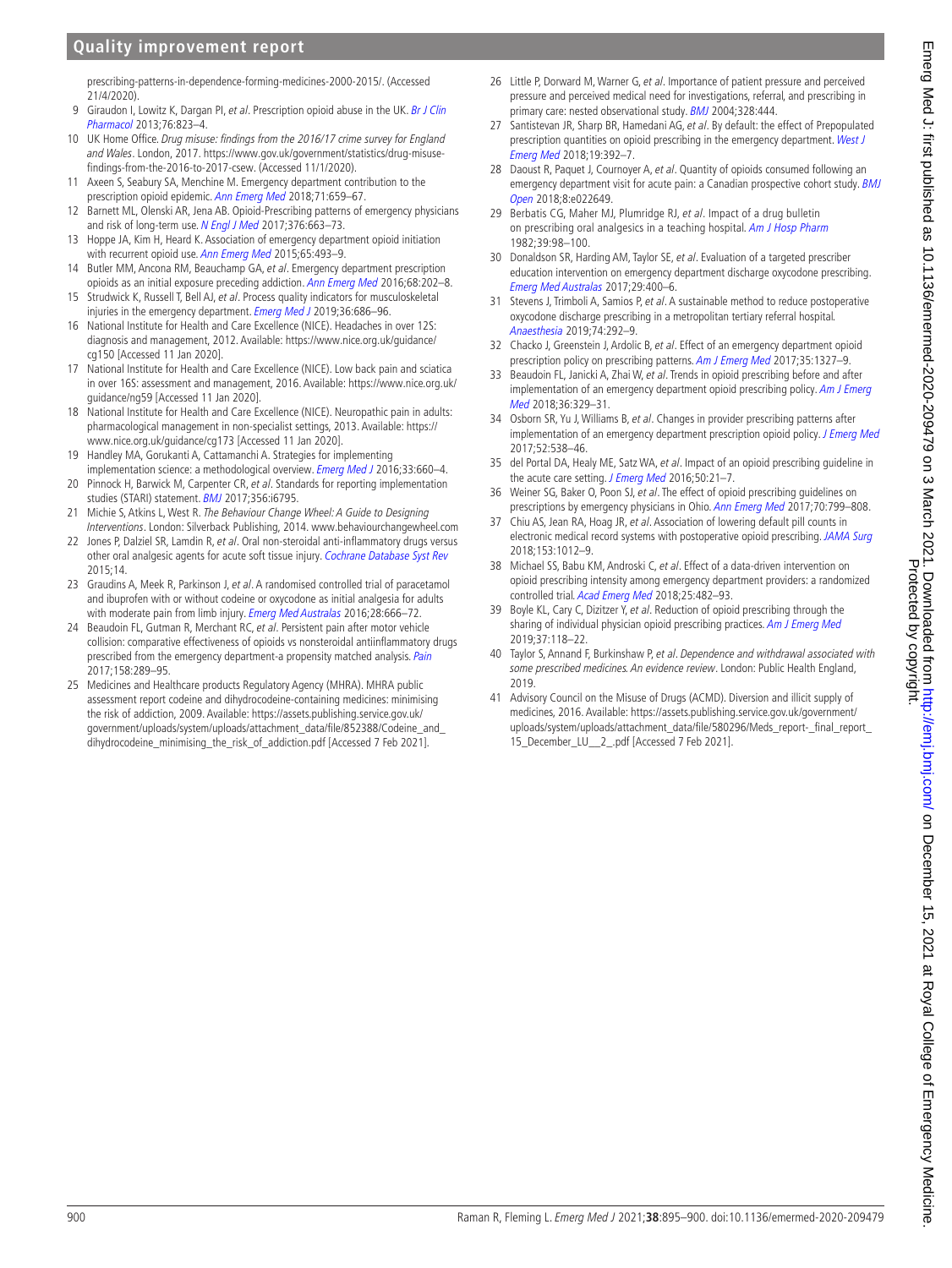prescribing-patterns-in-dependence-forming-medicines-2000-2015/. (Accessed 21/4/2020).

9. Giraudon I, Lowitz K, Dargan PI, *et al*. Prescription opioid abuse in the UK. *Br J Clin Pharmacol* 2013;76:823–4.
10. UK Home Office. *Drug misuse: findings from the 2016/17 crime survey for England and Wales*. London, 2017. https://www.gov.uk/government/statistics/drug-misuse-findings-from-the-2016-to-2017-csew. (Accessed 11/1/2020).
11. Axeen S, Seabury SA, Menchine M. Emergency department contribution to the prescription opioid epidemic. *Ann Emerg Med* 2018;71:659–67.
12. Barnett ML, Olenski AR, Jena AB. Opioid-Prescribing patterns of emergency physicians and risk of long-term use. *N Engl J Med* 2017;376:663–73.
13. Hoppe JA, Kim H, Heard K. Association of emergency department opioid initiation with recurrent opioid use. *Ann Emerg Med* 2015;65:493–9.
14. Butler MM, Ancona RM, Beauchamp GA, *et al*. Emergency department prescription opioids as an initial exposure preceding addiction. *Ann Emerg Med* 2016;68:202–8.
15. Strudwick K, Russell T, Bell AJ, *et al*. Process quality indicators for musculoskeletal injuries in the emergency department. *Emerg Med J* 2019;36:686–96.
16. National Institute for Health and Care Excellence (NICE). Headaches in over 12S: diagnosis and management, 2012. Available: https://www.nice.org.uk/guidance/cg150 [Accessed 11 Jan 2020].
17. National Institute for Health and Care Excellence (NICE). Low back pain and sciatica in over 16S: assessment and management, 2016. Available: https://www.nice.org.uk/guidance/ng59 [Accessed 11 Jan 2020].
18. National Institute for Health and Care Excellence (NICE). Neuropathic pain in adults: pharmacological management in non-specialist settings, 2013. Available: https://www.nice.org.uk/guidance/cg173 [Accessed 11 Jan 2020].
19. Handley MA, Gorukanti A, Cattamanchi A. Strategies for implementing implementation science: a methodological overview. *Emerg Med J* 2016;33:660–4.
20. Pinnock H, Barwick M, Carpenter CR, *et al*. Standards for reporting implementation studies (STARI) statement. *BMJ* 2017;356:i6795.
21. Michie S, Atkins L, West R. *The Behaviour Change Wheel: A Guide to Designing Interventions*. London: Silverback Publishing, 2014. www.behaviourchangewheel.com
22. Jones P, Dalziel SR, Lamdin R, *et al*. Oral non-steroidal anti-inflammatory drugs versus other oral analgesic agents for acute soft tissue injury. *Cochrane Database Syst Rev* 2015;14.
23. Graudins A, Meek R, Parkinson J, *et al*. A randomised controlled trial of paracetamol and ibuprofen with or without codeine or oxycodone as initial analgesia for adults with moderate pain from limb injury. *Emerg Med Australas* 2016;28:666–72.
24. Beaudoin FL, Gutman R, Merchant RC, *et al*. Persistent pain after motor vehicle collision: comparative effectiveness of opioids vs nonsteroidal antiinflammatory drugs prescribed from the emergency department-a propensity matched analysis. *Pain* 2017;158:289–95.
25. Medicines and Healthcare products Regulatory Agency (MHRA). MHRA public assessment report codeine and dihydrocodeine-containing medicines: minimising the risk of addiction, 2009. Available: https://assets.publishing.service.gov.uk/government/uploads/system/uploads/attachment_data/file/852388/Codeine_and_dihydrocodeine_minimising_the_risk_of_addiction.pdf [Accessed 7 Feb 2021].
26. Little P, Dorward M, Warner G, *et al*. Importance of patient pressure and perceived pressure and perceived medical need for investigations, referral, and prescribing in primary care: nested observational study. *BMJ* 2004;328:444.
27. Santistevan JR, Sharp BR, Hamedani AG, *et al*. By default: the effect of Prepopulated prescription quantities on opioid prescribing in the emergency department. *West J Emerg Med* 2018;19:392–7.
28. Daoust R, Paquet J, Cournoyer A, *et al*. Quantity of opioids consumed following an emergency department visit for acute pain: a Canadian prospective cohort study. *BMJ Open* 2018;8:e022649.
29. Berbatis CG, Maher MJ, Plumridge RJ, *et al*. Impact of a drug bulletin on prescribing oral analgesics in a teaching hospital. *Am J Hosp Pharm* 1982;39:98–100.
30. Donaldson SR, Harding AM, Taylor SE, *et al*. Evaluation of a targeted prescriber education intervention on emergency department discharge oxycodone prescribing. *Emerg Med Australas* 2017;29:400–6.
31. Stevens J, Trimboli A, Samios P, *et al*. A sustainable method to reduce postoperative oxycodone discharge prescribing in a metropolitan tertiary referral hospital. *Anaesthesia* 2019;74:292–9.
32. Chacko J, Greenstein J, Ardolic B, *et al*. Effect of an emergency department opioid prescription policy on prescribing patterns. *Am J Emerg Med* 2017;35:1327–9.
33. Beaudoin FL, Janicki A, Zhai W, *et al*. Trends in opioid prescribing before and after implementation of an emergency department opioid prescribing policy. *Am J Emerg Med* 2018;36:329–31.
34. Osborn SR, Yu J, Williams B, *et al*. Changes in provider prescribing patterns after implementation of an emergency department prescription opioid policy. *J Emerg Med* 2017;52:538–46.
35. del Portal DA, Healy ME, Satz WA, *et al*. Impact of an opioid prescribing guideline in the acute care setting. *J Emerg Med* 2016;50:21–7.
36. Weiner SG, Baker O, Poon SJ, *et al*. The effect of opioid prescribing guidelines on prescriptions by emergency physicians in Ohio. *Ann Emerg Med* 2017;70:799–808.
37. Chiu AS, Jean RA, Hoag JR, *et al*. Association of lowering default pill counts in electronic medical record systems with postoperative opioid prescribing. *JAMA Surg* 2018;153:1012–9.
38. Michael SS, Babu KM, Androski C, *et al*. Effect of a data-driven intervention on opioid prescribing intensity among emergency department providers: a randomized controlled trial. *Acad Emerg Med* 2018;25:482–93.
39. Boyle KL, Cary C, Dizitzer Y, *et al*. Reduction of opioid prescribing through the sharing of individual physician opioid prescribing practices. *Am J Emerg Med* 2019;37:118–22.
40. Taylor S, Annand F, Burkinshaw P, *et al*. *Dependence and withdrawal associated with some prescribed medicines. An evidence review*. London: Public Health England, 2019.
41. Advisory Council on the Misuse of Drugs (ACMD). Diversion and illicit supply of medicines, 2016. Available: https://assets.publishing.service.gov.uk/government/uploads/system/uploads/attachment_data/file/580296/Meds_report-_final_report_15_December_LU__2_.pdf [Accessed 7 Feb 2021].